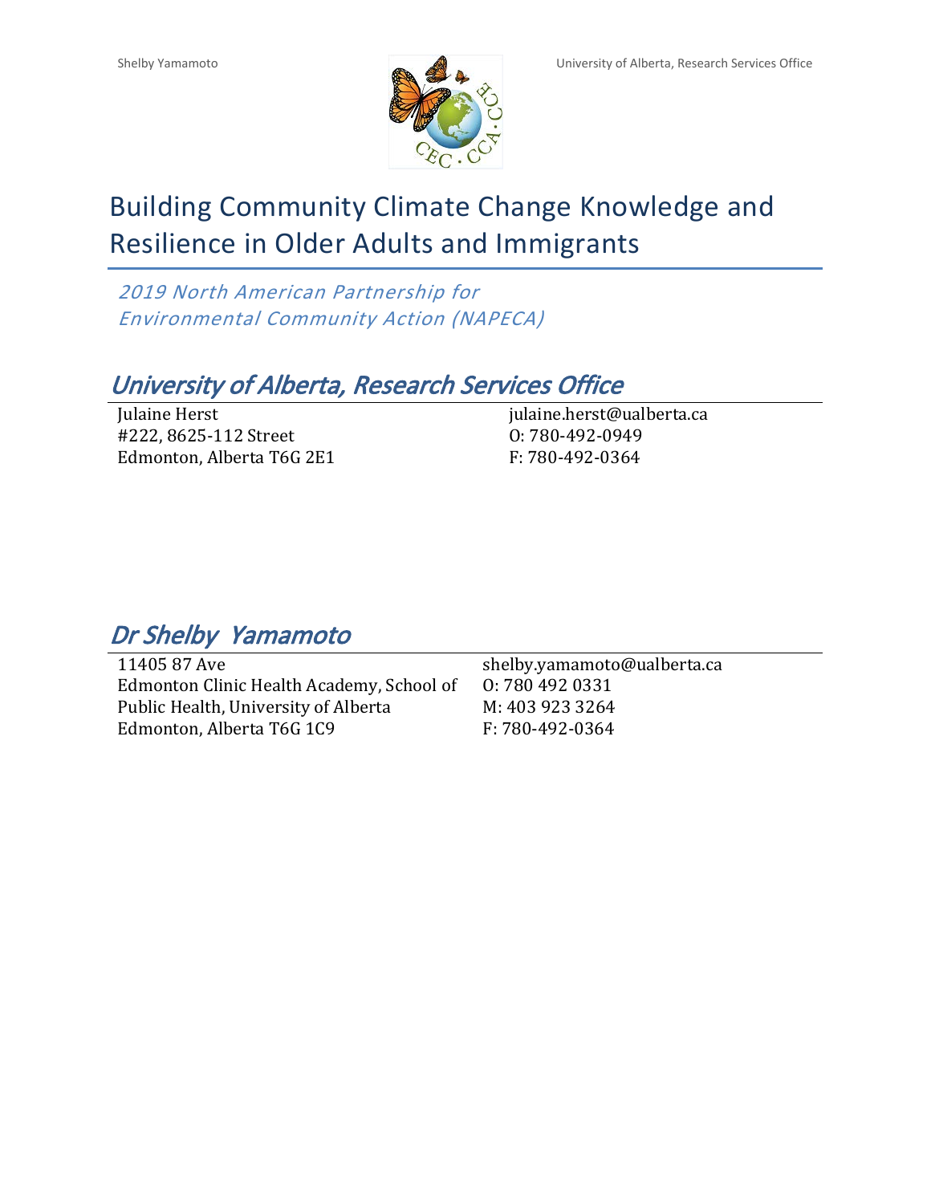# Building Community Climate Change Knowledge and Resilience in Older Adults and Immigrants

*2019 North American Partnership for Environmental Community Action (NAPECA)*

## *University of Alberta, Research Services Office*

Julaine Herst
#222, 8625-112 Street
Edmonton, Alberta T6G 2E1

julaine.herst@ualberta.ca
O: 780-492-0949
F: 780-492-0364

## *Dr Shelby Yamamoto*

11405 87 Ave
Edmonton Clinic Health Academy, School of Public Health, University of Alberta
Edmonton, Alberta T6G 1C9

shelby.yamamoto@ualberta.ca
O: 780 492 0331
M: 403 923 3264
F: 780-492-0364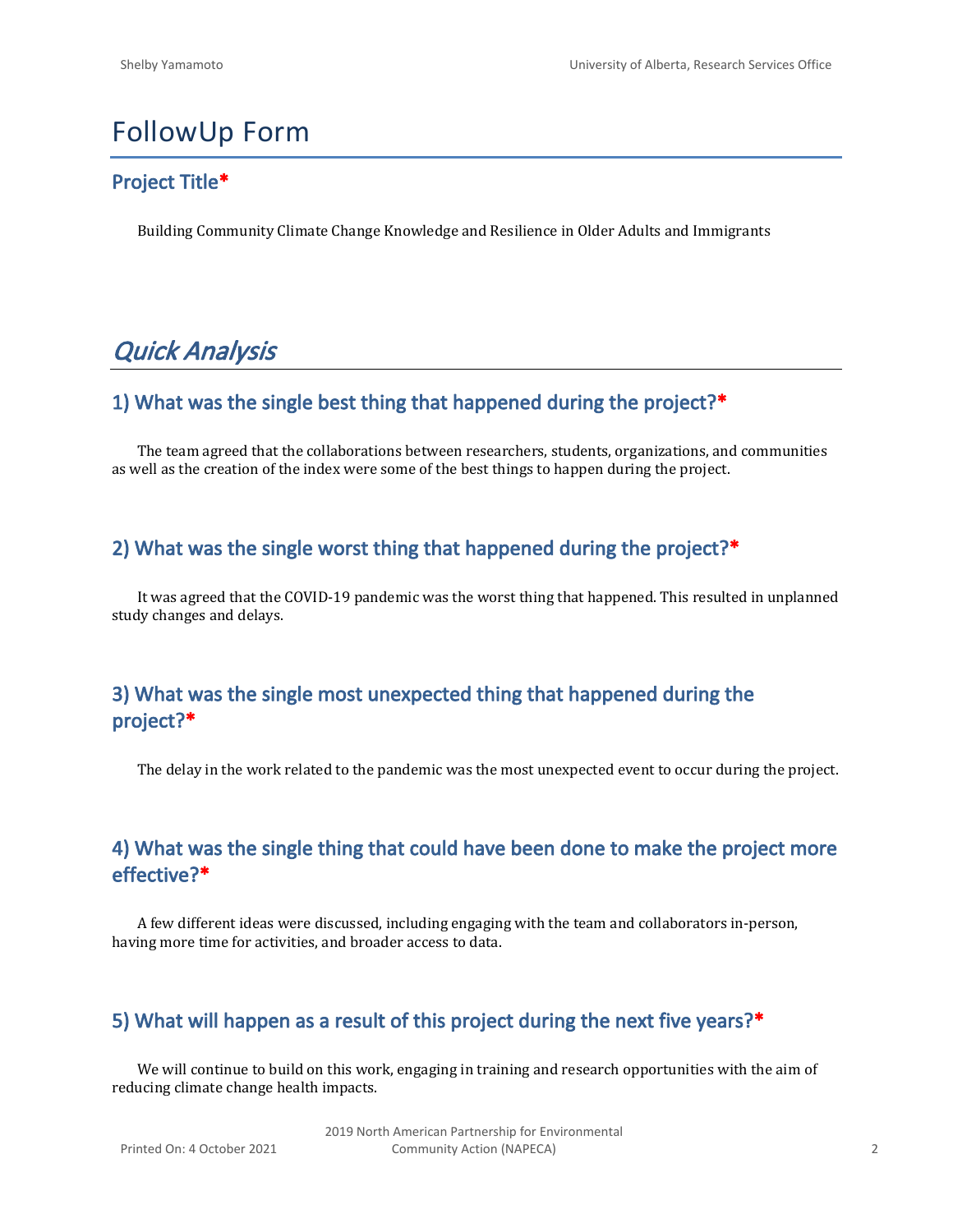# FollowUp Form

## Project Title*

Building Community Climate Change Knowledge and Resilience in Older Adults and Immigrants

# *Quick Analysis*

## 1) What was the single best thing that happened during the project?*

The team agreed that the collaborations between researchers, students, organizations, and communities as well as the creation of the index were some of the best things to happen during the project.

## 2) What was the single worst thing that happened during the project?*

It was agreed that the COVID-19 pandemic was the worst thing that happened. This resulted in unplanned study changes and delays.

## 3) What was the single most unexpected thing that happened during the project?*

The delay in the work related to the pandemic was the most unexpected event to occur during the project.

## 4) What was the single thing that could have been done to make the project more effective?*

A few different ideas were discussed, including engaging with the team and collaborators in-person, having more time for activities, and broader access to data.

## 5) What will happen as a result of this project during the next five years?*

We will continue to build on this work, engaging in training and research opportunities with the aim of reducing climate change health impacts.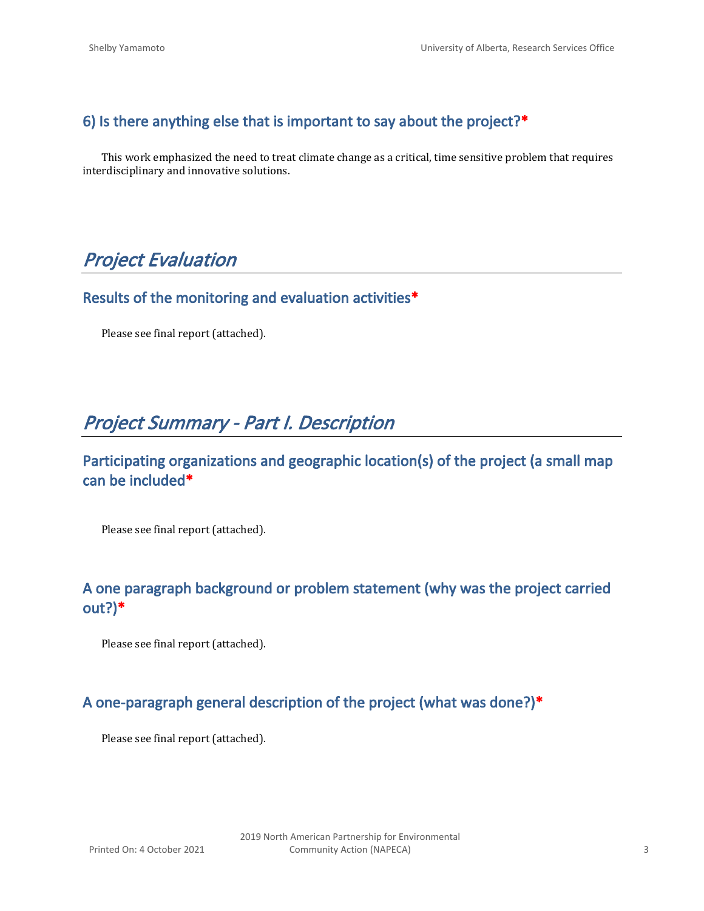### 6) Is there anything else that is important to say about the project?*

This work emphasized the need to treat climate change as a critical, time sensitive problem that requires interdisciplinary and innovative solutions.

## *Project Evaluation*

### Results of the monitoring and evaluation activities*

Please see final report (attached).

## *Project Summary - Part I. Description*

### Participating organizations and geographic location(s) of the project (a small map can be included*

Please see final report (attached).

### A one paragraph background or problem statement (why was the project carried out?)*

Please see final report (attached).

### A one-paragraph general description of the project (what was done?)*

Please see final report (attached).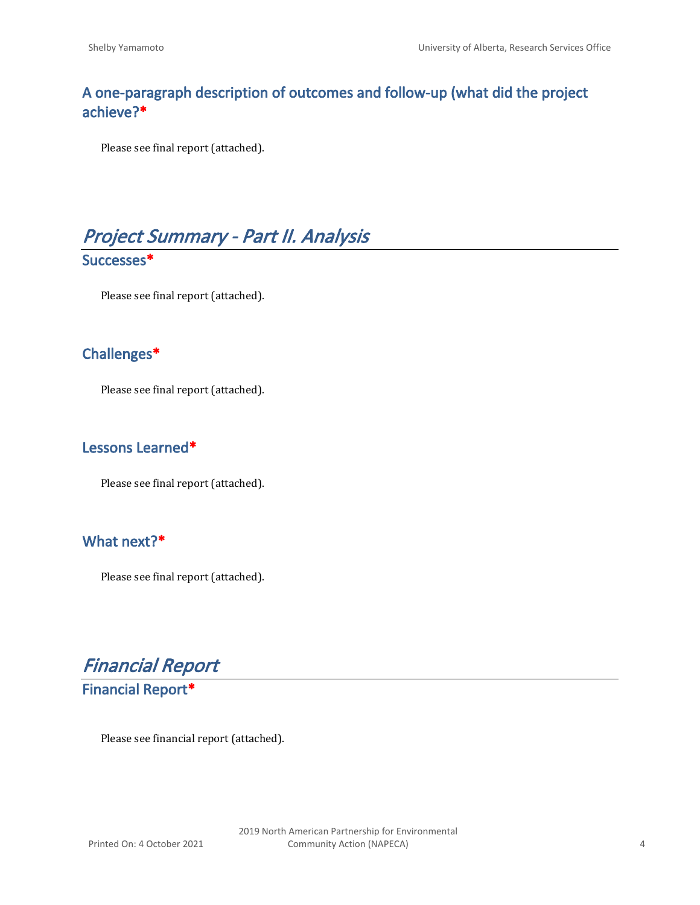### A one-paragraph description of outcomes and follow-up (what did the project achieve?*

Please see final report (attached).

## *Project Summary - Part II. Analysis*

### Successes*

Please see final report (attached).

### Challenges*

Please see final report (attached).

### Lessons Learned*

Please see final report (attached).

### What next?*

Please see final report (attached).

## *Financial Report*

### Financial Report*

Please see financial report (attached).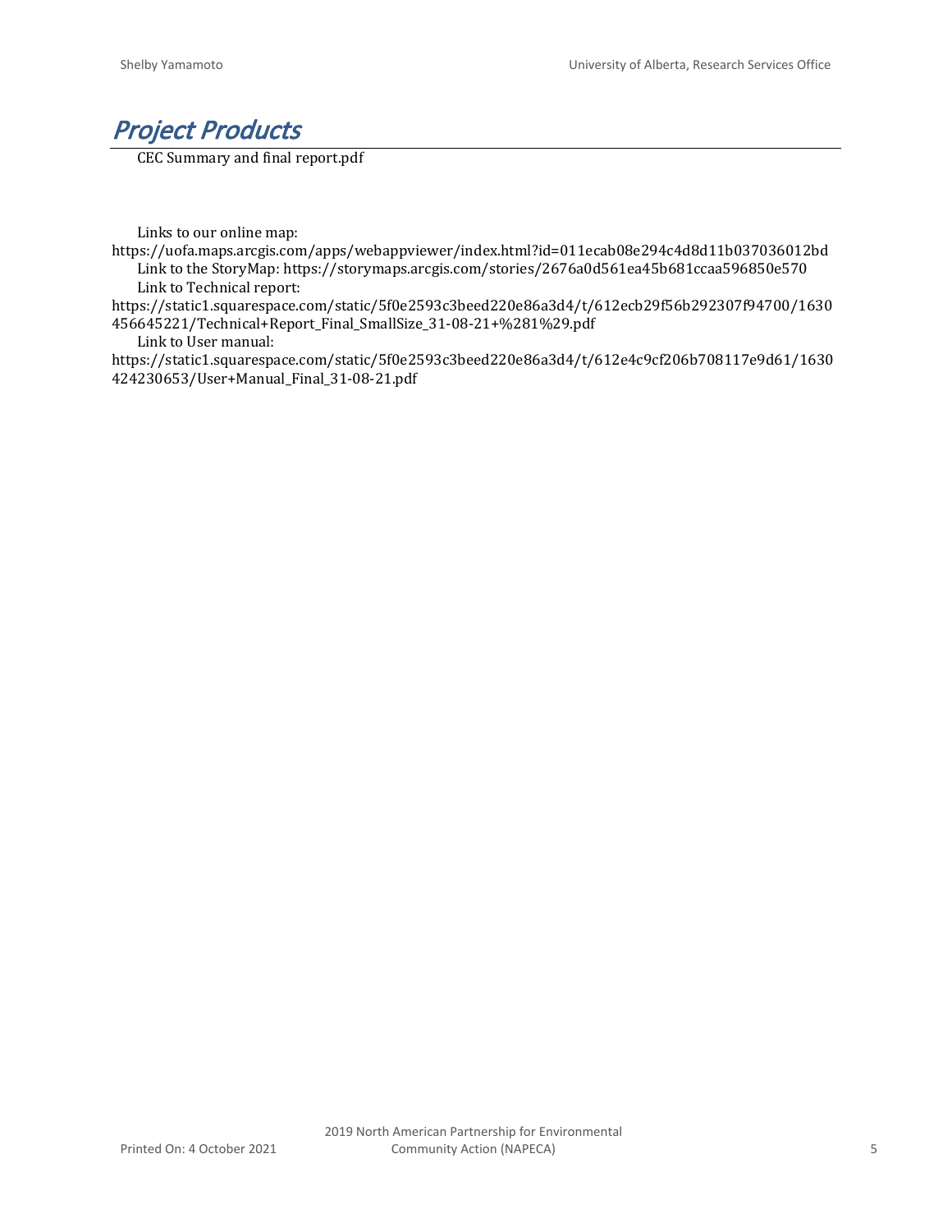# *Project Products*

CEC Summary and final report.pdf

Links to our online map:
https://uofa.maps.arcgis.com/apps/webappviewer/index.html?id=011ecab08e294c4d8d11b037036012bd
Link to the StoryMap: https://storymaps.arcgis.com/stories/2676a0d561ea45b681ccaa596850e570
Link to Technical report:
https://static1.squarespace.com/static/5f0e2593c3beed220e86a3d4/t/612ecb29f56b292307f94700/1630456645221/Technical+Report_Final_SmallSize_31-08-21+%281%29.pdf
Link to User manual:
https://static1.squarespace.com/static/5f0e2593c3beed220e86a3d4/t/612e4c9cf206b708117e9d61/1630424230653/User+Manual_Final_31-08-21.pdf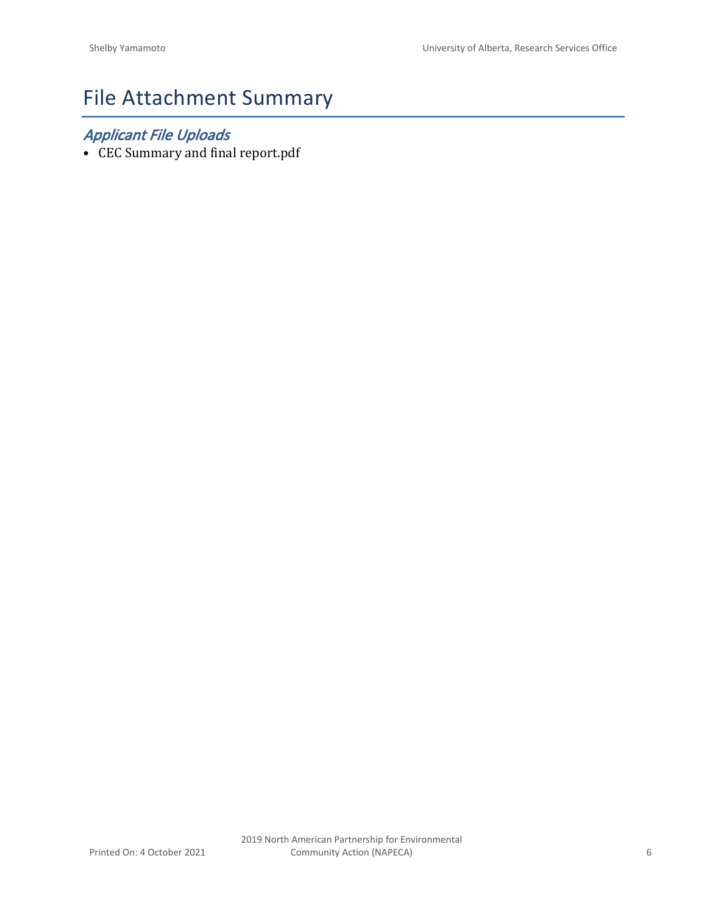# File Attachment Summary

## *Applicant File Uploads*

- CEC Summary and final report.pdf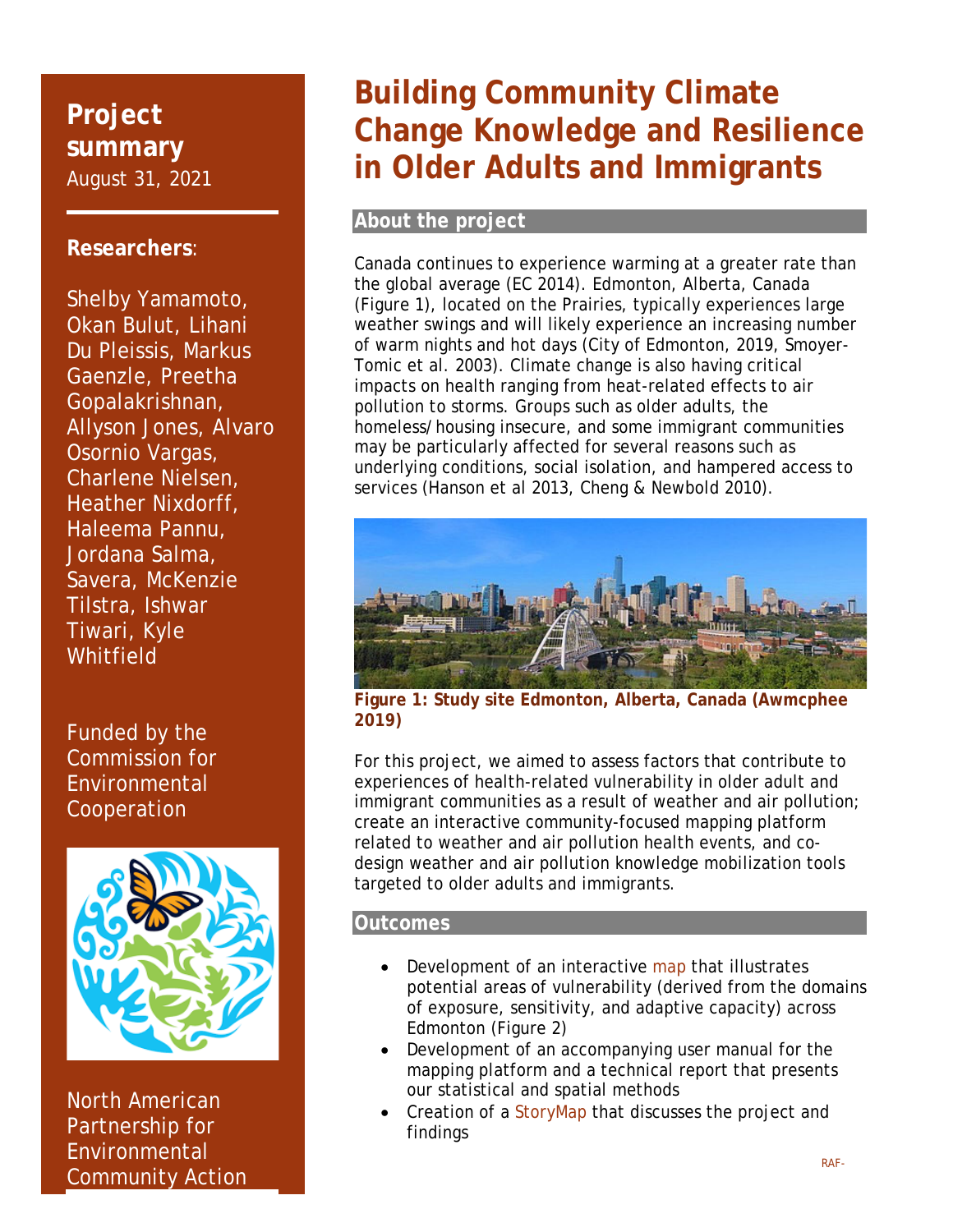# Building Community Climate Change Knowledge and Resilience in Older Adults and Immigrants

**Project summary**
August 31, 2021

**Researchers**:

Shelby Yamamoto, Okan Bulut, Lihani Du Pleissis, Markus Gaenzle, Preetha Gopalakrishnan, Allyson Jones, Alvaro Osornio Vargas, Charlene Nielsen, Heather Nixdorff, Haleema Pannu, Jordana Salma, Savera, McKenzie Tilstra, Ishwar Tiwari, Kyle Whitfield

Funded by the Commission for Environmental Cooperation

North American Partnership for Environmental Community Action

## About the project

Canada continues to experience warming at a greater rate than the global average (EC 2014). Edmonton, Alberta, Canada (Figure 1), located on the Prairies, typically experiences large weather swings and will likely experience an increasing number of warm nights and hot days (City of Edmonton, 2019, Smoyer-Tomic et al. 2003). Climate change is also having critical impacts on health ranging from heat-related effects to air pollution to storms. Groups such as older adults, the homeless/housing insecure, and some immigrant communities may be particularly affected for several reasons such as underlying conditions, social isolation, and hampered access to services (Hanson et al 2013, Cheng & Newbold 2010).

**Figure 1: Study site Edmonton, Alberta, Canada (Awmcphee 2019)**

For this project, we aimed to assess factors that contribute to experiences of health-related vulnerability in older adult and immigrant communities as a result of weather and air pollution; create an interactive community-focused mapping platform related to weather and air pollution health events, and co-design weather and air pollution knowledge mobilization tools targeted to older adults and immigrants.

## Outcomes

- Development of an interactive map that illustrates potential areas of vulnerability (derived from the domains of exposure, sensitivity, and adaptive capacity) across Edmonton (Figure 2)
- Development of an accompanying user manual for the mapping platform and a technical report that presents our statistical and spatial methods
- Creation of a StoryMap that discusses the project and findings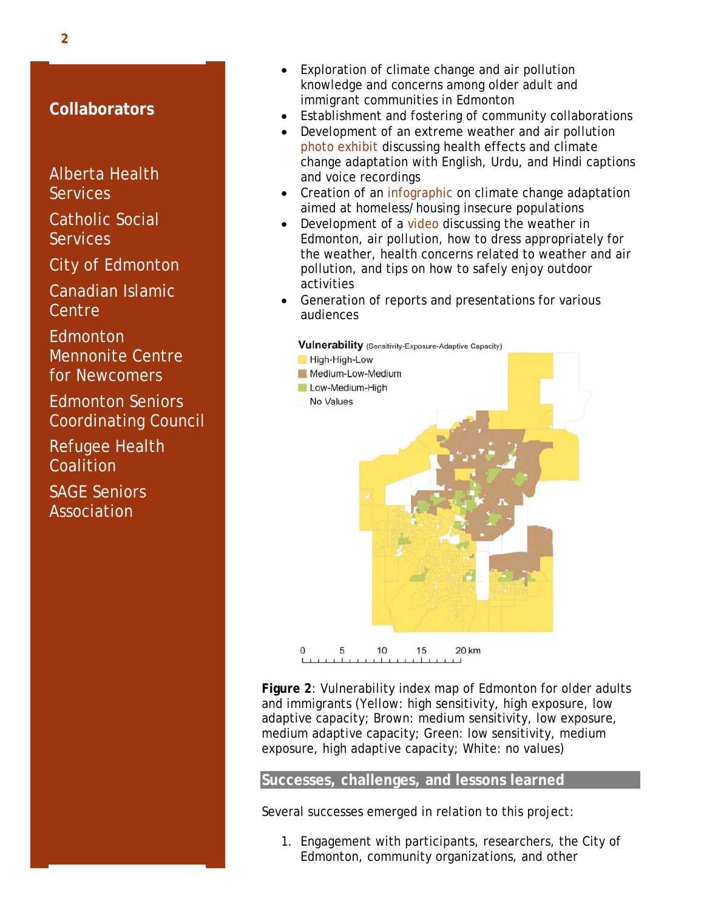## Collaborators

Alberta Health Services

Catholic Social Services

City of Edmonton

Canadian Islamic Centre

Edmonton Mennonite Centre for Newcomers

Edmonton Seniors Coordinating Council

Refugee Health Coalition

SAGE Seniors Association

- Exploration of climate change and air pollution knowledge and concerns among older adult and immigrant communities in Edmonton
- Establishment and fostering of community collaborations
- Development of an extreme weather and air pollution photo exhibit discussing health effects and climate change adaptation with English, Urdu, and Hindi captions and voice recordings
- Creation of an infographic on climate change adaptation aimed at homeless/housing insecure populations
- Development of a video discussing the weather in Edmonton, air pollution, how to dress appropriately for the weather, health concerns related to weather and air pollution, and tips on how to safely enjoy outdoor activities
- Generation of reports and presentations for various audiences

**Figure 2**: Vulnerability index map of Edmonton for older adults and immigrants (Yellow: high sensitivity, high exposure, low adaptive capacity; Brown: medium sensitivity, low exposure, medium adaptive capacity; Green: low sensitivity, medium exposure, high adaptive capacity; White: no values)

## Successes, challenges, and lessons learned

Several successes emerged in relation to this project:

1. Engagement with participants, researchers, the City of Edmonton, community organizations, and other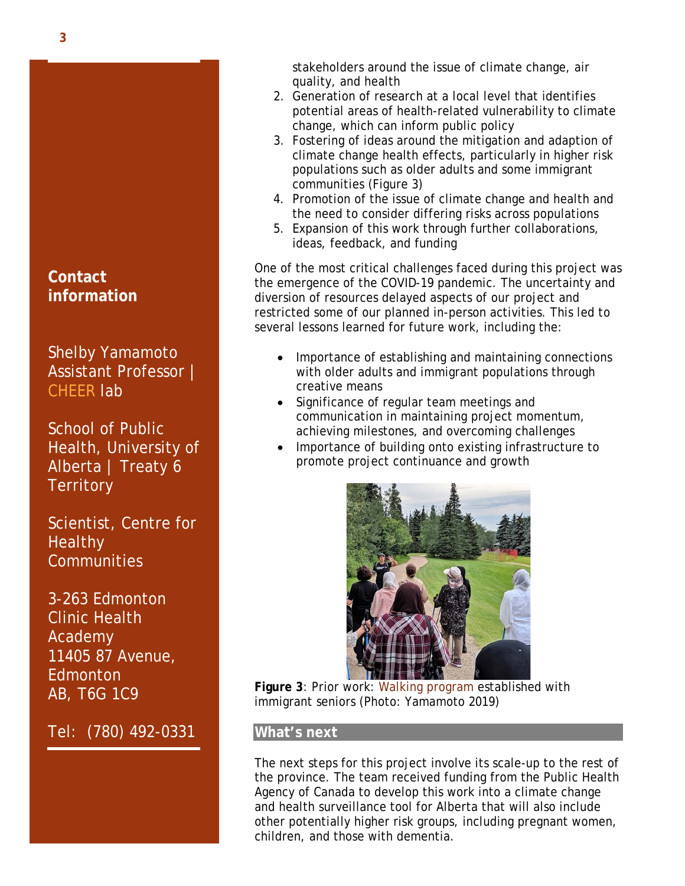stakeholders around the issue of climate change, air quality, and health

2. Generation of research at a local level that identifies potential areas of health-related vulnerability to climate change, which can inform public policy
3. Fostering of ideas around the mitigation and adaption of climate change health effects, particularly in higher risk populations such as older adults and some immigrant communities (Figure 3)
4. Promotion of the issue of climate change and health and the need to consider differing risks across populations
5. Expansion of this work through further collaborations, ideas, feedback, and funding

One of the most critical challenges faced during this project was the emergence of the COVID-19 pandemic. The uncertainty and diversion of resources delayed aspects of our project and restricted some of our planned in-person activities. This led to several lessons learned for future work, including the:

- Importance of establishing and maintaining connections with older adults and immigrant populations through creative means
- Significance of regular team meetings and communication in maintaining project momentum, achieving milestones, and overcoming challenges
- Importance of building onto existing infrastructure to promote project continuance and growth

**Figure 3**: Prior work: Walking program established with immigrant seniors (Photo: Yamamoto 2019)

## What's next

The next steps for this project involve its scale-up to the rest of the province. The team received funding from the Public Health Agency of Canada to develop this work into a climate change and health surveillance tool for Alberta that will also include other potentially higher risk groups, including pregnant women, children, and those with dementia.

**Contact information**

Shelby Yamamoto
Assistant Professor | CHEER lab

School of Public Health, University of Alberta | Treaty 6 Territory

Scientist, Centre for Healthy Communities

3-263 Edmonton Clinic Health Academy
11405 87 Avenue, Edmonton
AB, T6G 1C9

Tel: (780) 492-0331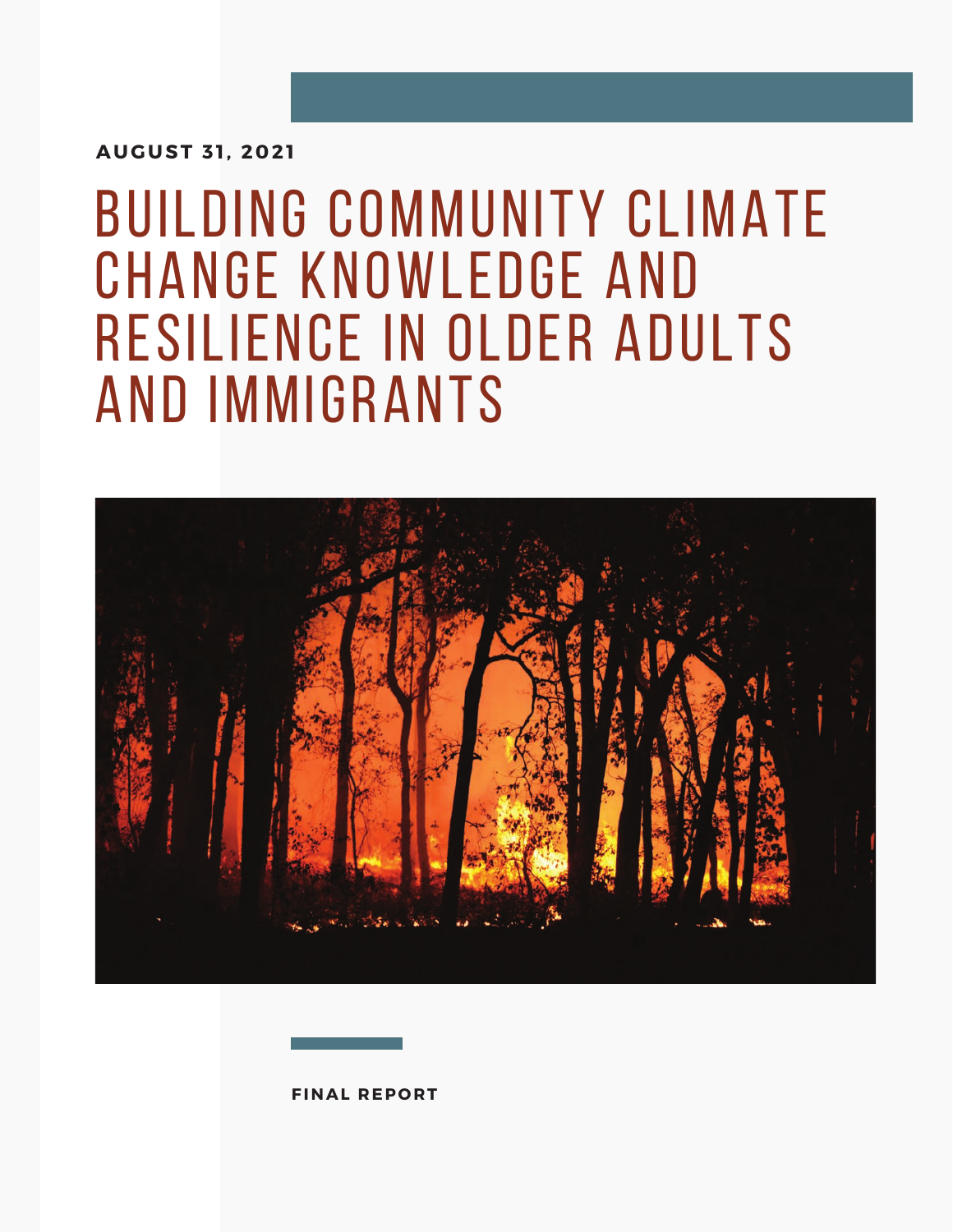**AUGUST 31, 2021**

# BUILDING COMMUNITY CLIMATE CHANGE KNOWLEDGE AND RESILIENCE IN OLDER ADULTS AND IMMIGRANTS

**FINAL REPORT**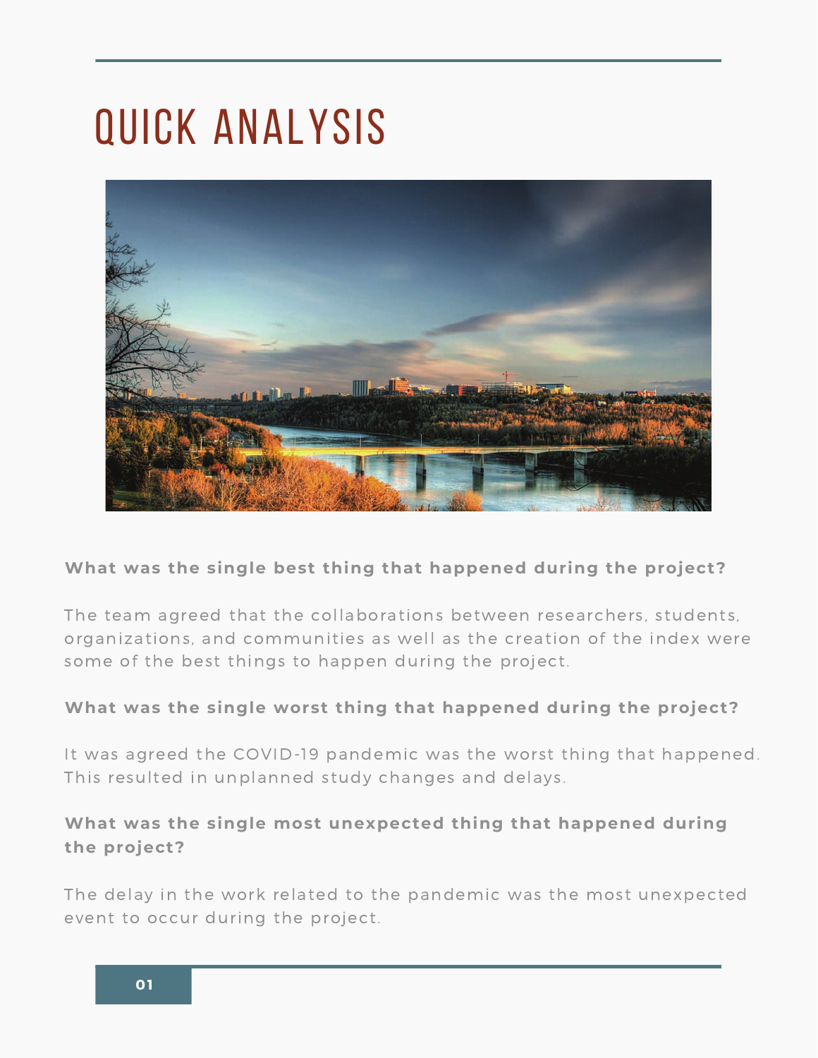# QUICK ANALYSIS

**What was the single best thing that happened during the project?**

The team agreed that the collaborations between researchers, students, organizations, and communities as well as the creation of the index were some of the best things to happen during the project.

**What was the single worst thing that happened during the project?**

It was agreed the COVID-19 pandemic was the worst thing that happened. This resulted in unplanned study changes and delays.

**What was the single most unexpected thing that happened during the project?**

The delay in the work related to the pandemic was the most unexpected event to occur during the project.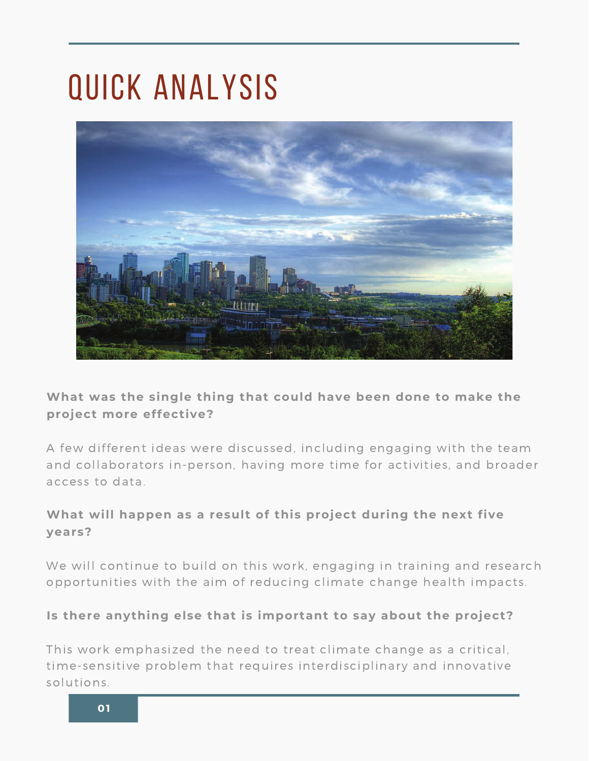# QUICK ANALYSIS

**What was the single thing that could have been done to make the project more effective?**

A few different ideas were discussed, including engaging with the team and collaborators in-person, having more time for activities, and broader access to data.

**What will happen as a result of this project during the next five years?**

We will continue to build on this work, engaging in training and research opportunities with the aim of reducing climate change health impacts.

**Is there anything else that is important to say about the project?**

This work emphasized the need to treat climate change as a critical, time-sensitive problem that requires interdisciplinary and innovative solutions.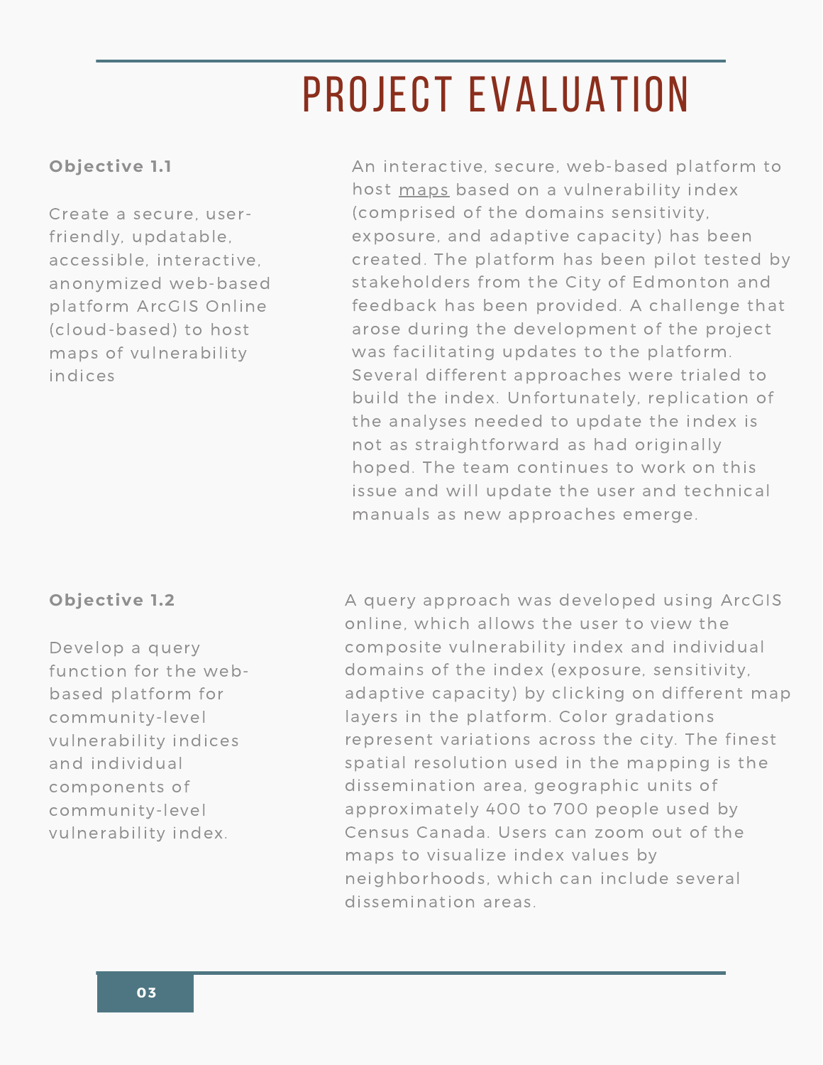# PROJECT EVALUATION

**Objective 1.1**

Create a secure, user-friendly, updatable, accessible, interactive, anonymized web-based platform ArcGIS Online (cloud-based) to host maps of vulnerability indices

An interactive, secure, web-based platform to host maps based on a vulnerability index (comprised of the domains sensitivity, exposure, and adaptive capacity) has been created. The platform has been pilot tested by stakeholders from the City of Edmonton and feedback has been provided. A challenge that arose during the development of the project was facilitating updates to the platform. Several different approaches were trialed to build the index. Unfortunately, replication of the analyses needed to update the index is not as straightforward as had originally hoped. The team continues to work on this issue and will update the user and technical manuals as new approaches emerge.

**Objective 1.2**

Develop a query function for the web-based platform for community-level vulnerability indices and individual components of community-level vulnerability index.

A query approach was developed using ArcGIS online, which allows the user to view the composite vulnerability index and individual domains of the index (exposure, sensitivity, adaptive capacity) by clicking on different map layers in the platform. Color gradations represent variations across the city. The finest spatial resolution used in the mapping is the dissemination area, geographic units of approximately 400 to 700 people used by Census Canada. Users can zoom out of the maps to visualize index values by neighborhoods, which can include several dissemination areas.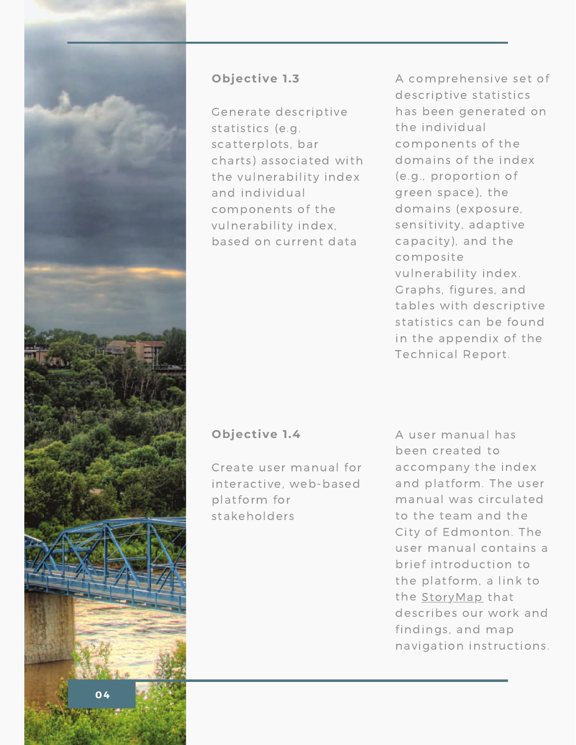### Objective 1.3

Generate descriptive statistics (e.g. scatterplots, bar charts) associated with the vulnerability index and individual components of the vulnerability index, based on current data

A comprehensive set of descriptive statistics has been generated on the individual components of the domains of the index (e.g., proportion of green space), the domains (exposure, sensitivity, adaptive capacity), and the composite vulnerability index. Graphs, figures, and tables with descriptive statistics can be found in the appendix of the Technical Report.

### Objective 1.4

Create user manual for interactive, web-based platform for stakeholders

A user manual has been created to accompany the index and platform. The user manual was circulated to the team and the City of Edmonton. The user manual contains a brief introduction to the platform, a link to the StoryMap that describes our work and findings, and map navigation instructions.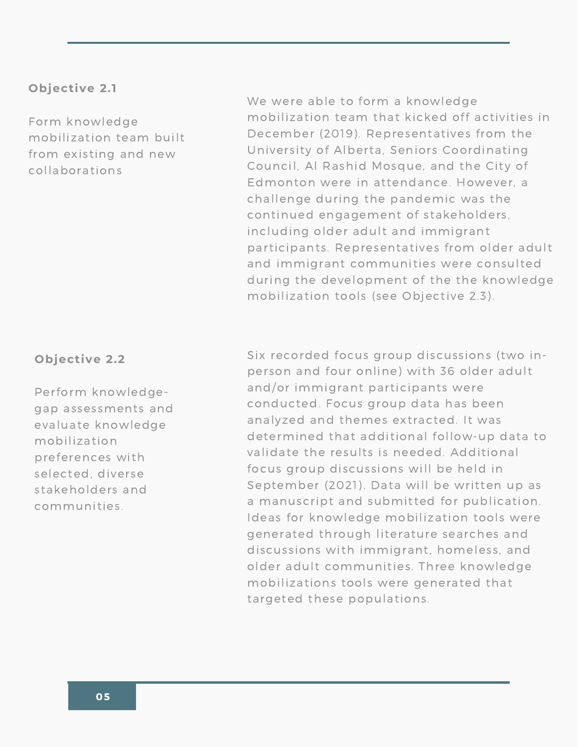### Objective 2.1

Form knowledge mobilization team built from existing and new collaborations

We were able to form a knowledge mobilization team that kicked off activities in December (2019). Representatives from the University of Alberta, Seniors Coordinating Council, Al Rashid Mosque, and the City of Edmonton were in attendance. However, a challenge during the pandemic was the continued engagement of stakeholders, including older adult and immigrant participants. Representatives from older adult and immigrant communities were consulted during the development of the the knowledge mobilization tools (see Objective 2.3).

### Objective 2.2

Perform knowledge-gap assessments and evaluate knowledge mobilization preferences with selected, diverse stakeholders and communities.

Six recorded focus group discussions (two in-person and four online) with 36 older adult and/or immigrant participants were conducted. Focus group data has been analyzed and themes extracted. It was determined that additional follow-up data to validate the results is needed. Additional focus group discussions will be held in September (2021). Data will be written up as a manuscript and submitted for publication. Ideas for knowledge mobilization tools were generated through literature searches and discussions with immigrant, homeless, and older adult communities. Three knowledge mobilizations tools were generated that targeted these populations.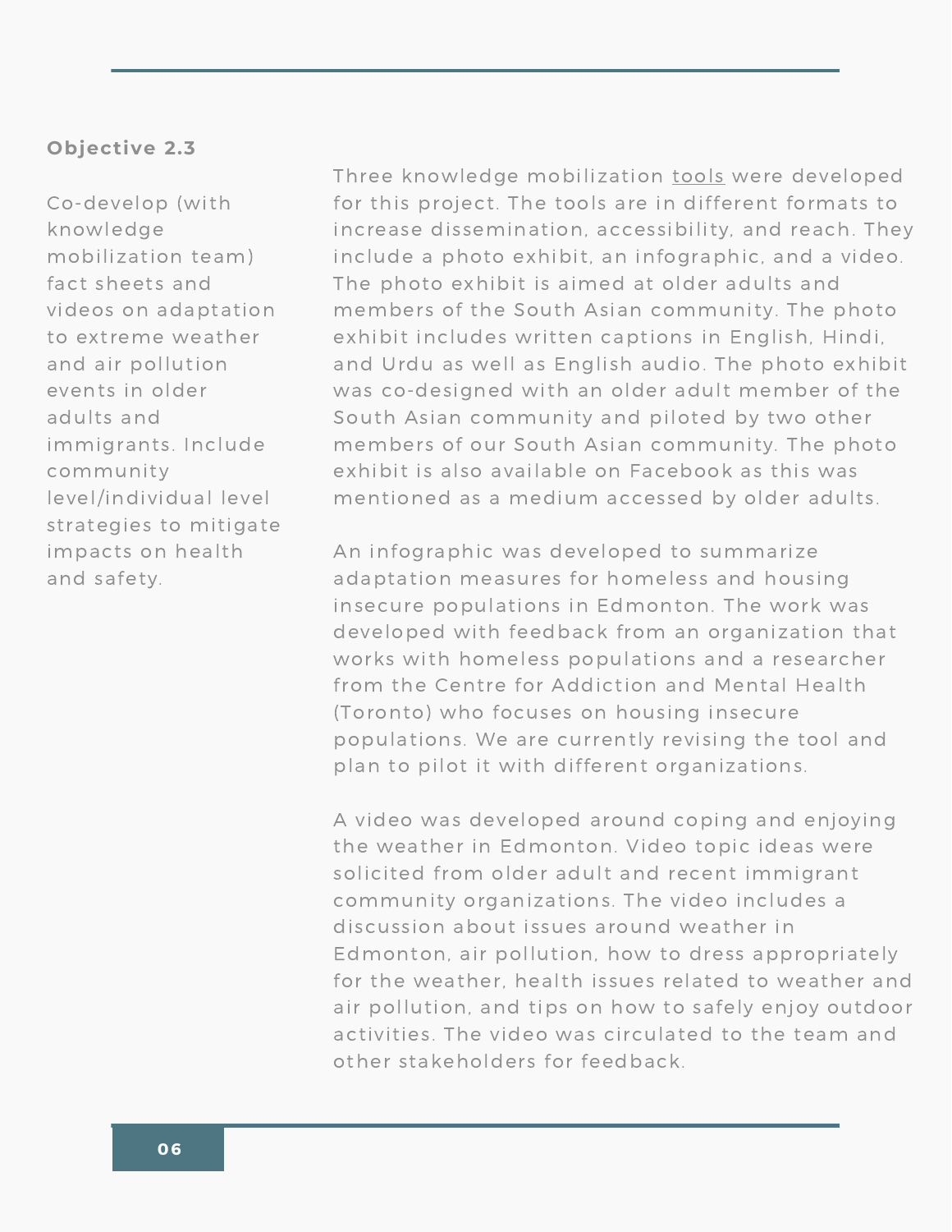**Objective 2.3**

Co-develop (with knowledge mobilization team) fact sheets and videos on adaptation to extreme weather and air pollution events in older adults and immigrants. Include community level/individual level strategies to mitigate impacts on health and safety.

Three knowledge mobilization tools were developed for this project. The tools are in different formats to increase dissemination, accessibility, and reach. They include a photo exhibit, an infographic, and a video. The photo exhibit is aimed at older adults and members of the South Asian community. The photo exhibit includes written captions in English, Hindi, and Urdu as well as English audio. The photo exhibit was co-designed with an older adult member of the South Asian community and piloted by two other members of our South Asian community. The photo exhibit is also available on Facebook as this was mentioned as a medium accessed by older adults.

An infographic was developed to summarize adaptation measures for homeless and housing insecure populations in Edmonton. The work was developed with feedback from an organization that works with homeless populations and a researcher from the Centre for Addiction and Mental Health (Toronto) who focuses on housing insecure populations. We are currently revising the tool and plan to pilot it with different organizations.

A video was developed around coping and enjoying the weather in Edmonton. Video topic ideas were solicited from older adult and recent immigrant community organizations. The video includes a discussion about issues around weather in Edmonton, air pollution, how to dress appropriately for the weather, health issues related to weather and air pollution, and tips on how to safely enjoy outdoor activities. The video was circulated to the team and other stakeholders for feedback.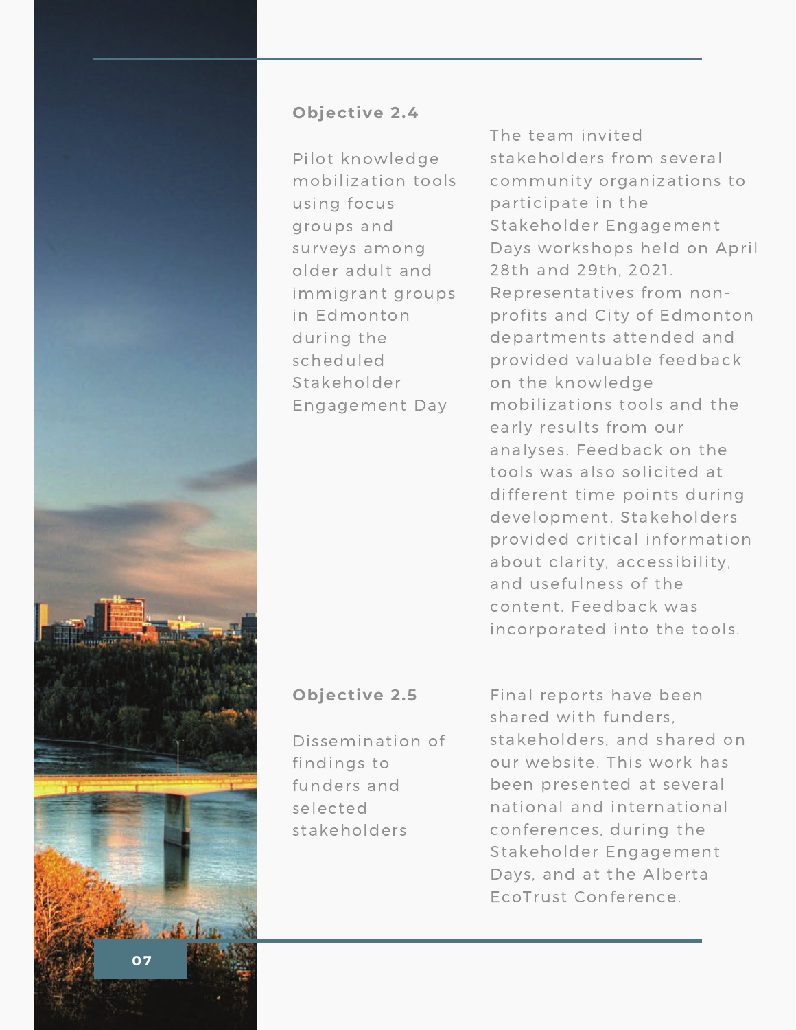### Objective 2.4

Pilot knowledge mobilization tools using focus groups and surveys among older adult and immigrant groups in Edmonton during the scheduled Stakeholder Engagement Day

The team invited stakeholders from several community organizations to participate in the Stakeholder Engagement Days workshops held on April 28th and 29th, 2021. Representatives from non-profits and City of Edmonton departments attended and provided valuable feedback on the knowledge mobilizations tools and the early results from our analyses. Feedback on the tools was also solicited at different time points during development. Stakeholders provided critical information about clarity, accessibility, and usefulness of the content. Feedback was incorporated into the tools.

### Objective 2.5

Dissemination of findings to funders and selected stakeholders

Final reports have been shared with funders, stakeholders, and shared on our website. This work has been presented at several national and international conferences, during the Stakeholder Engagement Days, and at the Alberta EcoTrust Conference.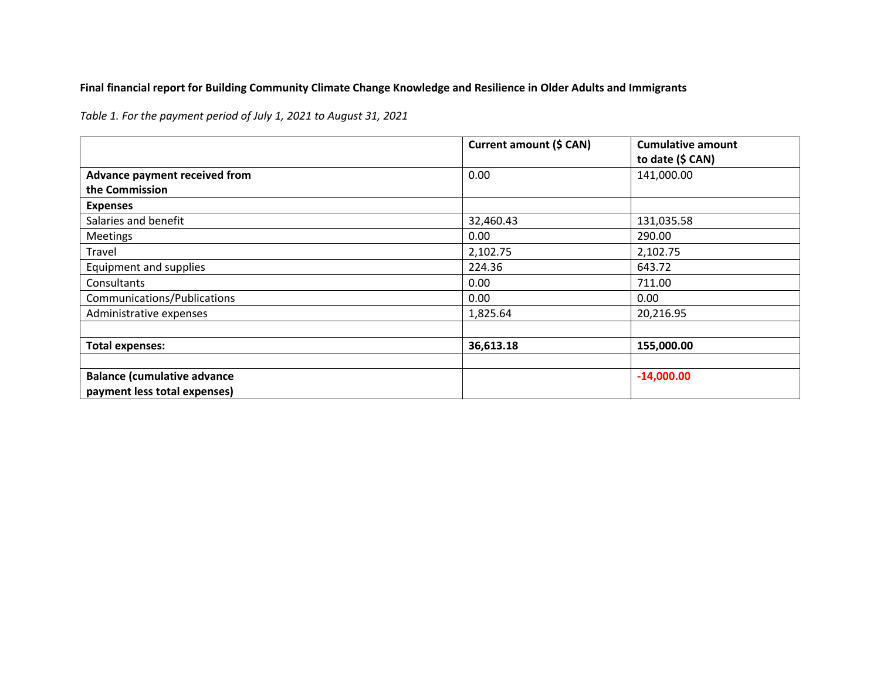**Final financial report for Building Community Climate Change Knowledge and Resilience in Older Adults and Immigrants**

*Table 1. For the payment period of July 1, 2021 to August 31, 2021*

| | **Current amount ($ CAN)** | **Cumulative amount to date ($ CAN)** |
|---|---|---|
| **Advance payment received from the Commission** | 0.00 | 141,000.00 |
| **Expenses** | | |
| Salaries and benefit | 32,460.43 | 131,035.58 |
| Meetings | 0.00 | 290.00 |
| Travel | 2,102.75 | 2,102.75 |
| Equipment and supplies | 224.36 | 643.72 |
| Consultants | 0.00 | 711.00 |
| Communications/Publications | 0.00 | 0.00 |
| Administrative expenses | 1,825.64 | 20,216.95 |
| | | |
| **Total expenses:** | **36,613.18** | **155,000.00** |
| | | |
| **Balance (cumulative advance payment less total expenses)** | | **-14,000.00** |